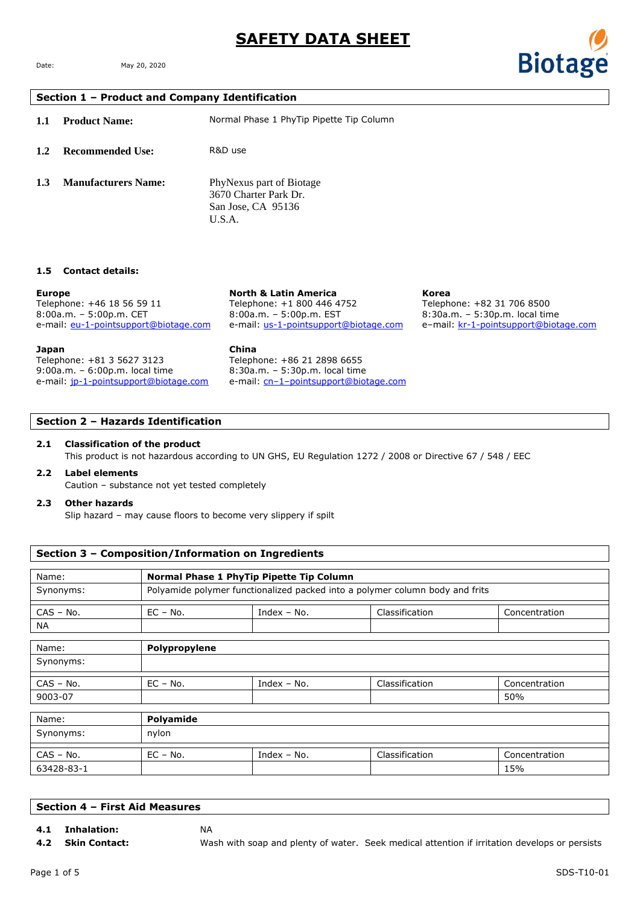# SAFETY DATA SHEET

Date: May 20, 2020

Biotage

## Section 1 – Product and Company Identification

**1.1 Product Name:** Normal Phase 1 PhyTip Pipette Tip Column

**1.2 Recommended Use:** R&D use

**1.3 Manufacturers Name:** PhyNexus part of Biotage
3670 Charter Park Dr.
San Jose, CA 95136
U.S.A.

**1.5 Contact details:**

**Europe**
Telephone: +46 18 56 59 11
8:00a.m. – 5:00p.m. CET
e-mail: eu-1-pointsupport@biotage.com

**North & Latin America**
Telephone: +1 800 446 4752
8:00a.m. – 5:00p.m. EST
e-mail: us-1-pointsupport@biotage.com

**Korea**
Telephone: +82 31 706 8500
8:30a.m. – 5:30p.m. local time
e–mail: kr-1-pointsupport@biotage.com

**Japan**
Telephone: +81 3 5627 3123
9:00a.m. – 6:00p.m. local time
e-mail: jp-1-pointsupport@biotage.com

**China**
Telephone: +86 21 2898 6655
8:30a.m. – 5:30p.m. local time
e-mail: cn–1–pointsupport@biotage.com

## Section 2 – Hazards Identification

**2.1 Classification of the product**
This product is not hazardous according to UN GHS, EU Regulation 1272 / 2008 or Directive 67 / 548 / EEC

**2.2 Label elements**
Caution – substance not yet tested completely

**2.3 Other hazards**
Slip hazard – may cause floors to become very slippery if spilt

## Section 3 – Composition/Information on Ingredients

| Name: | **Normal Phase 1 PhyTip Pipette Tip Column** | | | |
|---|---|---|---|---|
| Synonyms: | Polyamide polymer functionalized packed into a polymer column body and frits | | | |
| CAS – No. | EC – No. | Index – No. | Classification | Concentration |
| NA | | | | |

| Name: | **Polypropylene** | | | |
|---|---|---|---|---|
| Synonyms: | | | | |
| CAS – No. | EC – No. | Index – No. | Classification | Concentration |
| 9003-07 | | | | 50% |

| Name: | **Polyamide** | | | |
|---|---|---|---|---|
| Synonyms: | nylon | | | |
| CAS – No. | EC – No. | Index – No. | Classification | Concentration |
| 63428-83-1 | | | | 15% |

## Section 4 – First Aid Measures

**4.1 Inhalation:** NA

**4.2 Skin Contact:** Wash with soap and plenty of water. Seek medical attention if irritation develops or persists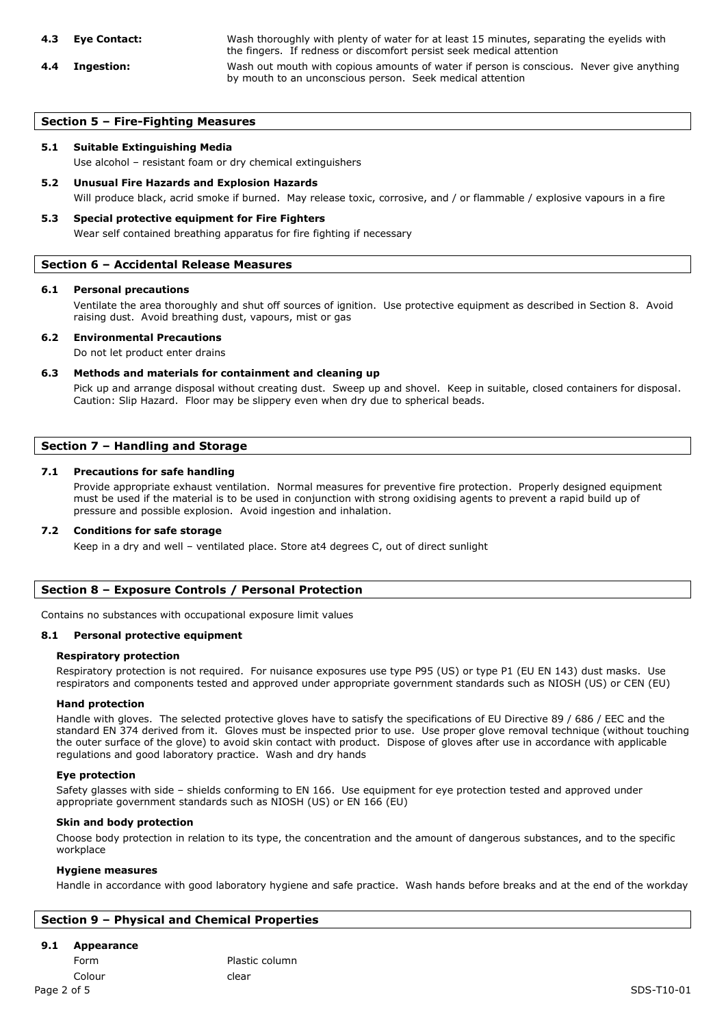**4.3 Eye Contact:** Wash thoroughly with plenty of water for at least 15 minutes, separating the eyelids with the fingers. If redness or discomfort persist seek medical attention

**4.4 Ingestion:** Wash out mouth with copious amounts of water if person is conscious. Never give anything by mouth to an unconscious person. Seek medical attention

## Section 5 – Fire-Fighting Measures

### 5.1 Suitable Extinguishing Media

Use alcohol – resistant foam or dry chemical extinguishers

### 5.2 Unusual Fire Hazards and Explosion Hazards

Will produce black, acrid smoke if burned. May release toxic, corrosive, and / or flammable / explosive vapours in a fire

### 5.3 Special protective equipment for Fire Fighters

Wear self contained breathing apparatus for fire fighting if necessary

## Section 6 – Accidental Release Measures

### 6.1 Personal precautions

Ventilate the area thoroughly and shut off sources of ignition. Use protective equipment as described in Section 8. Avoid raising dust. Avoid breathing dust, vapours, mist or gas

### 6.2 Environmental Precautions

Do not let product enter drains

### 6.3 Methods and materials for containment and cleaning up

Pick up and arrange disposal without creating dust. Sweep up and shovel. Keep in suitable, closed containers for disposal. Caution: Slip Hazard. Floor may be slippery even when dry due to spherical beads.

## Section 7 – Handling and Storage

### 7.1 Precautions for safe handling

Provide appropriate exhaust ventilation. Normal measures for preventive fire protection. Properly designed equipment must be used if the material is to be used in conjunction with strong oxidising agents to prevent a rapid build up of pressure and possible explosion. Avoid ingestion and inhalation.

### 7.2 Conditions for safe storage

Keep in a dry and well – ventilated place. Store at4 degrees C, out of direct sunlight

## Section 8 – Exposure Controls / Personal Protection

Contains no substances with occupational exposure limit values

### 8.1 Personal protective equipment

**Respiratory protection**

Respiratory protection is not required. For nuisance exposures use type P95 (US) or type P1 (EU EN 143) dust masks. Use respirators and components tested and approved under appropriate government standards such as NIOSH (US) or CEN (EU)

**Hand protection**

Handle with gloves. The selected protective gloves have to satisfy the specifications of EU Directive 89 / 686 / EEC and the standard EN 374 derived from it. Gloves must be inspected prior to use. Use proper glove removal technique (without touching the outer surface of the glove) to avoid skin contact with product. Dispose of gloves after use in accordance with applicable regulations and good laboratory practice. Wash and dry hands

**Eye protection**

Safety glasses with side – shields conforming to EN 166. Use equipment for eye protection tested and approved under appropriate government standards such as NIOSH (US) or EN 166 (EU)

**Skin and body protection**

Choose body protection in relation to its type, the concentration and the amount of dangerous substances, and to the specific workplace

**Hygiene measures**

Handle in accordance with good laboratory hygiene and safe practice. Wash hands before breaks and at the end of the workday

## Section 9 – Physical and Chemical Properties

### 9.1 Appearance

| | |
|---|---|
| Form | Plastic column |
| Colour | clear |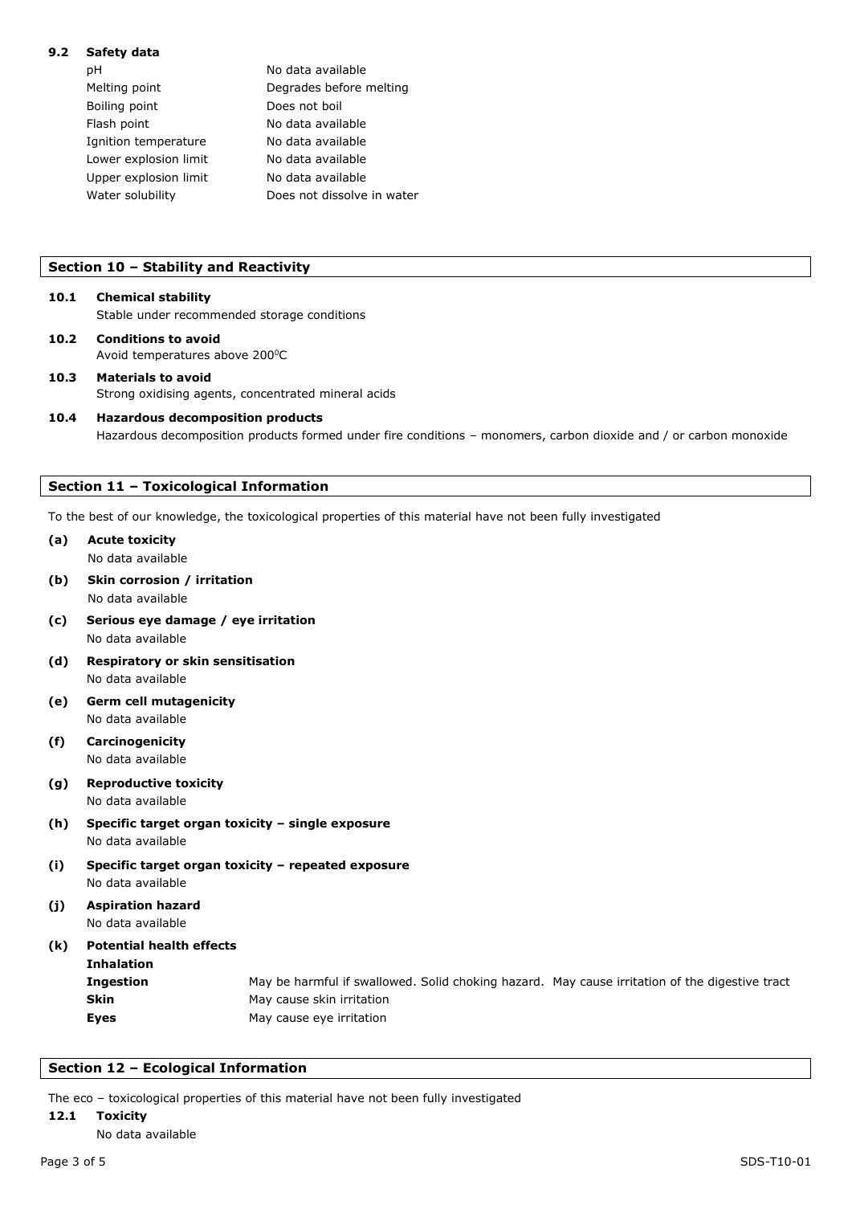### 9.2 Safety data

| | |
|---|---|
| pH | No data available |
| Melting point | Degrades before melting |
| Boiling point | Does not boil |
| Flash point | No data available |
| Ignition temperature | No data available |
| Lower explosion limit | No data available |
| Upper explosion limit | No data available |
| Water solubility | Does not dissolve in water |

## Section 10 – Stability and Reactivity

**10.1 Chemical stability**

Stable under recommended storage conditions

**10.2 Conditions to avoid**

Avoid temperatures above 200$^0$C

**10.3 Materials to avoid**

Strong oxidising agents, concentrated mineral acids

**10.4 Hazardous decomposition products**

Hazardous decomposition products formed under fire conditions – monomers, carbon dioxide and / or carbon monoxide

## Section 11 – Toxicological Information

To the best of our knowledge, the toxicological properties of this material have not been fully investigated

**(a) Acute toxicity**

No data available

**(b) Skin corrosion / irritation**

No data available

**(c) Serious eye damage / eye irritation**

No data available

**(d) Respiratory or skin sensitisation**

No data available

**(e) Germ cell mutagenicity**

No data available

**(f) Carcinogenicity**

No data available

**(g) Reproductive toxicity**

No data available

**(h) Specific target organ toxicity – single exposure**

No data available

**(i) Specific target organ toxicity – repeated exposure**

No data available

**(j) Aspiration hazard**

No data available

**(k) Potential health effects**

| | |
|---|---|
| **Inhalation** | |
| **Ingestion** | May be harmful if swallowed. Solid choking hazard. May cause irritation of the digestive tract |
| **Skin** | May cause skin irritation |
| **Eyes** | May cause eye irritation |

## Section 12 – Ecological Information

The eco – toxicological properties of this material have not been fully investigated

**12.1 Toxicity**

No data available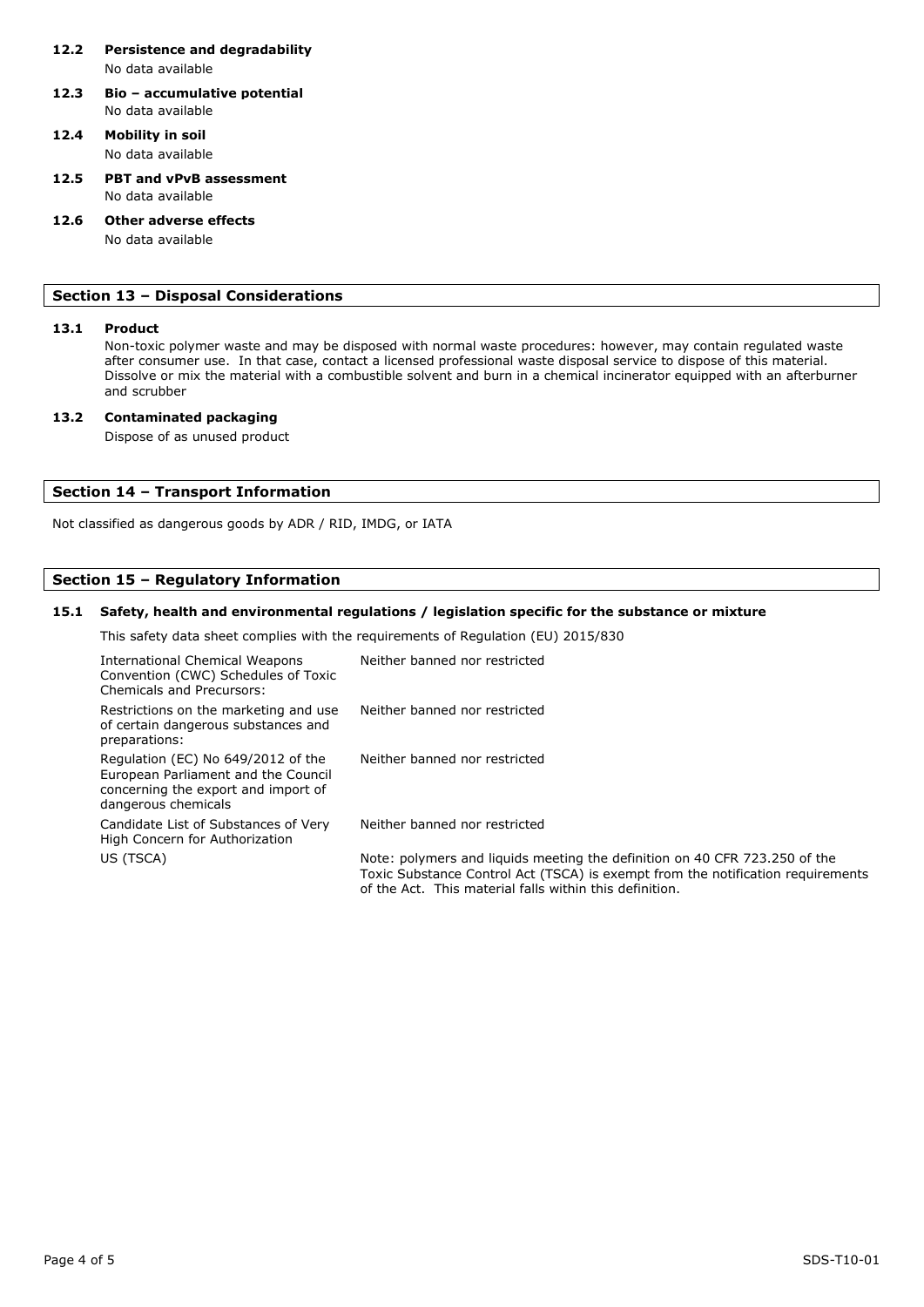### 12.2 Persistence and degradability

No data available

### 12.3 Bio – accumulative potential

No data available

### 12.4 Mobility in soil

No data available

### 12.5 PBT and vPvB assessment

No data available

### 12.6 Other adverse effects

No data available

## Section 13 – Disposal Considerations

### 13.1 Product

Non-toxic polymer waste and may be disposed with normal waste procedures: however, may contain regulated waste after consumer use. In that case, contact a licensed professional waste disposal service to dispose of this material. Dissolve or mix the material with a combustible solvent and burn in a chemical incinerator equipped with an afterburner and scrubber

### 13.2 Contaminated packaging

Dispose of as unused product

## Section 14 – Transport Information

Not classified as dangerous goods by ADR / RID, IMDG, or IATA

## Section 15 – Regulatory Information

### 15.1 Safety, health and environmental regulations / legislation specific for the substance or mixture

This safety data sheet complies with the requirements of Regulation (EU) 2015/830

| | |
|---|---|
| International Chemical Weapons Convention (CWC) Schedules of Toxic Chemicals and Precursors: | Neither banned nor restricted |
| Restrictions on the marketing and use of certain dangerous substances and preparations: | Neither banned nor restricted |
| Regulation (EC) No 649/2012 of the European Parliament and the Council concerning the export and import of dangerous chemicals | Neither banned nor restricted |
| Candidate List of Substances of Very High Concern for Authorization | Neither banned nor restricted |
| US (TSCA) | Note: polymers and liquids meeting the definition on 40 CFR 723.250 of the Toxic Substance Control Act (TSCA) is exempt from the notification requirements of the Act. This material falls within this definition. |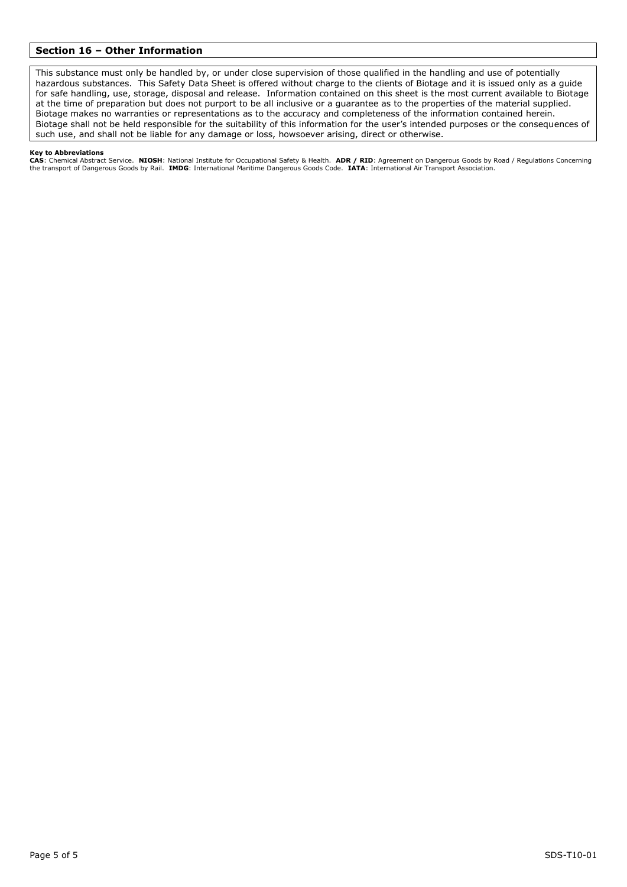## Section 16 – Other Information

This substance must only be handled by, or under close supervision of those qualified in the handling and use of potentially hazardous substances. This Safety Data Sheet is offered without charge to the clients of Biotage and it is issued only as a guide for safe handling, use, storage, disposal and release. Information contained on this sheet is the most current available to Biotage at the time of preparation but does not purport to be all inclusive or a guarantee as to the properties of the material supplied. Biotage makes no warranties or representations as to the accuracy and completeness of the information contained herein. Biotage shall not be held responsible for the suitability of this information for the user's intended purposes or the consequences of such use, and shall not be liable for any damage or loss, howsoever arising, direct or otherwise.

**Key to Abbreviations**

**CAS**: Chemical Abstract Service. **NIOSH**: National Institute for Occupational Safety & Health. **ADR / RID**: Agreement on Dangerous Goods by Road / Regulations Concerning the transport of Dangerous Goods by Rail. **IMDG**: International Maritime Dangerous Goods Code. **IATA**: International Air Transport Association.